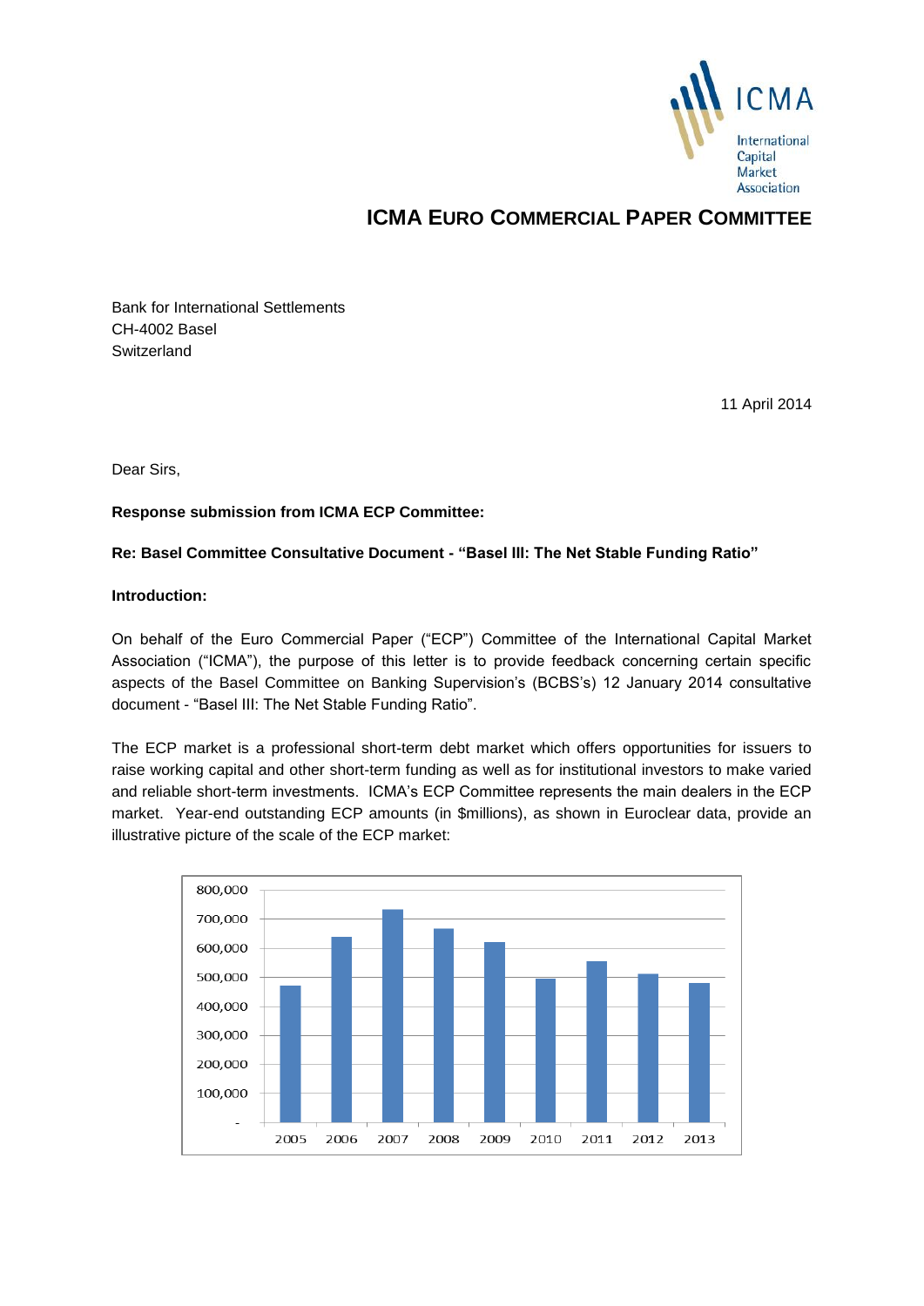# ICMA EURO COMMERCIAL PAPER COMMITTEE

Bank for International Settlements
CH-4002 Basel
Switzerland

11 April 2014

Dear Sirs,

**Response submission from ICMA ECP Committee:**

**Re: Basel Committee Consultative Document - "Basel III: The Net Stable Funding Ratio"**

**Introduction:**

On behalf of the Euro Commercial Paper ("ECP") Committee of the International Capital Market Association ("ICMA"), the purpose of this letter is to provide feedback concerning certain specific aspects of the Basel Committee on Banking Supervision's (BCBS's) 12 January 2014 consultative document - "Basel III: The Net Stable Funding Ratio".

The ECP market is a professional short-term debt market which offers opportunities for issuers to raise working capital and other short-term funding as well as for institutional investors to make varied and reliable short-term investments. ICMA's ECP Committee represents the main dealers in the ECP market. Year-end outstanding ECP amounts (in $millions), as shown in Euroclear data, provide an illustrative picture of the scale of the ECP market: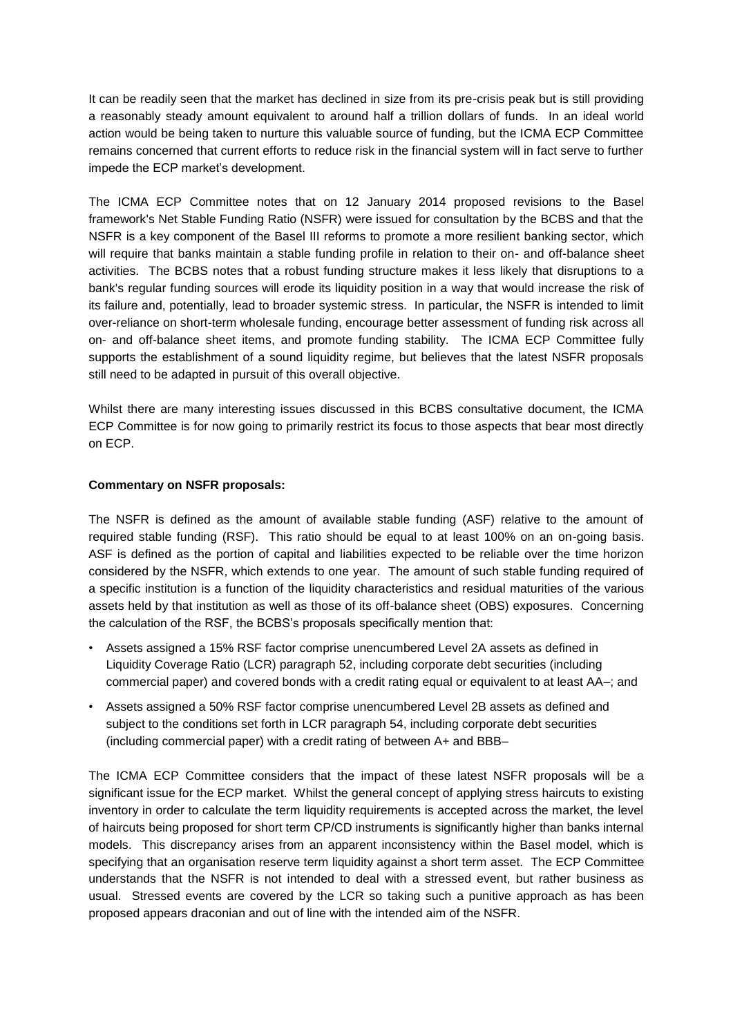It can be readily seen that the market has declined in size from its pre-crisis peak but is still providing a reasonably steady amount equivalent to around half a trillion dollars of funds. In an ideal world action would be being taken to nurture this valuable source of funding, but the ICMA ECP Committee remains concerned that current efforts to reduce risk in the financial system will in fact serve to further impede the ECP market's development.

The ICMA ECP Committee notes that on 12 January 2014 proposed revisions to the Basel framework's Net Stable Funding Ratio (NSFR) were issued for consultation by the BCBS and that the NSFR is a key component of the Basel III reforms to promote a more resilient banking sector, which will require that banks maintain a stable funding profile in relation to their on- and off-balance sheet activities. The BCBS notes that a robust funding structure makes it less likely that disruptions to a bank's regular funding sources will erode its liquidity position in a way that would increase the risk of its failure and, potentially, lead to broader systemic stress. In particular, the NSFR is intended to limit over-reliance on short-term wholesale funding, encourage better assessment of funding risk across all on- and off-balance sheet items, and promote funding stability. The ICMA ECP Committee fully supports the establishment of a sound liquidity regime, but believes that the latest NSFR proposals still need to be adapted in pursuit of this overall objective.

Whilst there are many interesting issues discussed in this BCBS consultative document, the ICMA ECP Committee is for now going to primarily restrict its focus to those aspects that bear most directly on ECP.

**Commentary on NSFR proposals:**

The NSFR is defined as the amount of available stable funding (ASF) relative to the amount of required stable funding (RSF). This ratio should be equal to at least 100% on an on-going basis. ASF is defined as the portion of capital and liabilities expected to be reliable over the time horizon considered by the NSFR, which extends to one year. The amount of such stable funding required of a specific institution is a function of the liquidity characteristics and residual maturities of the various assets held by that institution as well as those of its off-balance sheet (OBS) exposures. Concerning the calculation of the RSF, the BCBS's proposals specifically mention that:

- Assets assigned a 15% RSF factor comprise unencumbered Level 2A assets as defined in Liquidity Coverage Ratio (LCR) paragraph 52, including corporate debt securities (including commercial paper) and covered bonds with a credit rating equal or equivalent to at least AA–; and
- Assets assigned a 50% RSF factor comprise unencumbered Level 2B assets as defined and subject to the conditions set forth in LCR paragraph 54, including corporate debt securities (including commercial paper) with a credit rating of between A+ and BBB–

The ICMA ECP Committee considers that the impact of these latest NSFR proposals will be a significant issue for the ECP market. Whilst the general concept of applying stress haircuts to existing inventory in order to calculate the term liquidity requirements is accepted across the market, the level of haircuts being proposed for short term CP/CD instruments is significantly higher than banks internal models. This discrepancy arises from an apparent inconsistency within the Basel model, which is specifying that an organisation reserve term liquidity against a short term asset. The ECP Committee understands that the NSFR is not intended to deal with a stressed event, but rather business as usual. Stressed events are covered by the LCR so taking such a punitive approach as has been proposed appears draconian and out of line with the intended aim of the NSFR.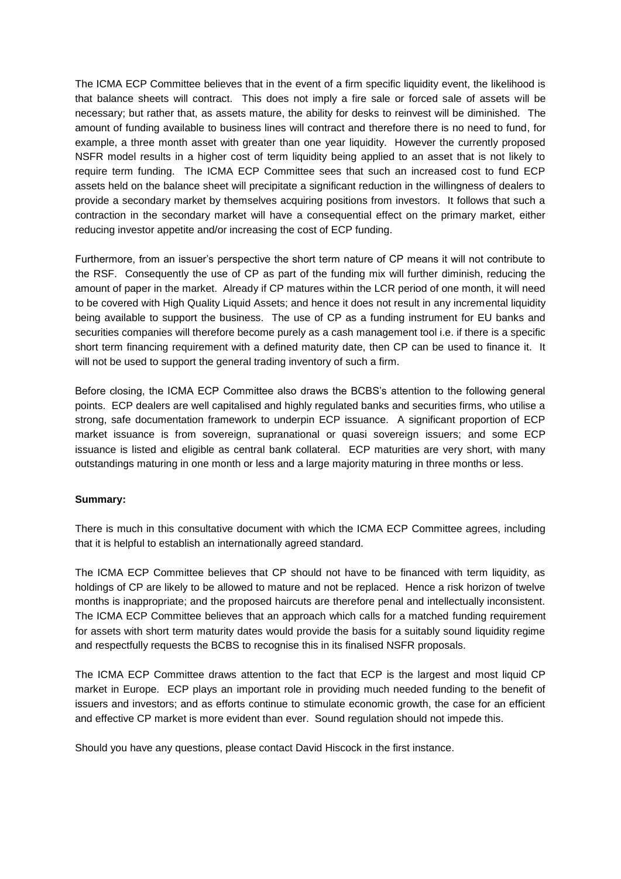The ICMA ECP Committee believes that in the event of a firm specific liquidity event, the likelihood is that balance sheets will contract. This does not imply a fire sale or forced sale of assets will be necessary; but rather that, as assets mature, the ability for desks to reinvest will be diminished. The amount of funding available to business lines will contract and therefore there is no need to fund, for example, a three month asset with greater than one year liquidity. However the currently proposed NSFR model results in a higher cost of term liquidity being applied to an asset that is not likely to require term funding. The ICMA ECP Committee sees that such an increased cost to fund ECP assets held on the balance sheet will precipitate a significant reduction in the willingness of dealers to provide a secondary market by themselves acquiring positions from investors. It follows that such a contraction in the secondary market will have a consequential effect on the primary market, either reducing investor appetite and/or increasing the cost of ECP funding.

Furthermore, from an issuer's perspective the short term nature of CP means it will not contribute to the RSF. Consequently the use of CP as part of the funding mix will further diminish, reducing the amount of paper in the market. Already if CP matures within the LCR period of one month, it will need to be covered with High Quality Liquid Assets; and hence it does not result in any incremental liquidity being available to support the business. The use of CP as a funding instrument for EU banks and securities companies will therefore become purely as a cash management tool i.e. if there is a specific short term financing requirement with a defined maturity date, then CP can be used to finance it. It will not be used to support the general trading inventory of such a firm.

Before closing, the ICMA ECP Committee also draws the BCBS's attention to the following general points. ECP dealers are well capitalised and highly regulated banks and securities firms, who utilise a strong, safe documentation framework to underpin ECP issuance. A significant proportion of ECP market issuance is from sovereign, supranational or quasi sovereign issuers; and some ECP issuance is listed and eligible as central bank collateral. ECP maturities are very short, with many outstandings maturing in one month or less and a large majority maturing in three months or less.

**Summary:**

There is much in this consultative document with which the ICMA ECP Committee agrees, including that it is helpful to establish an internationally agreed standard.

The ICMA ECP Committee believes that CP should not have to be financed with term liquidity, as holdings of CP are likely to be allowed to mature and not be replaced. Hence a risk horizon of twelve months is inappropriate; and the proposed haircuts are therefore penal and intellectually inconsistent. The ICMA ECP Committee believes that an approach which calls for a matched funding requirement for assets with short term maturity dates would provide the basis for a suitably sound liquidity regime and respectfully requests the BCBS to recognise this in its finalised NSFR proposals.

The ICMA ECP Committee draws attention to the fact that ECP is the largest and most liquid CP market in Europe. ECP plays an important role in providing much needed funding to the benefit of issuers and investors; and as efforts continue to stimulate economic growth, the case for an efficient and effective CP market is more evident than ever. Sound regulation should not impede this.

Should you have any questions, please contact David Hiscock in the first instance.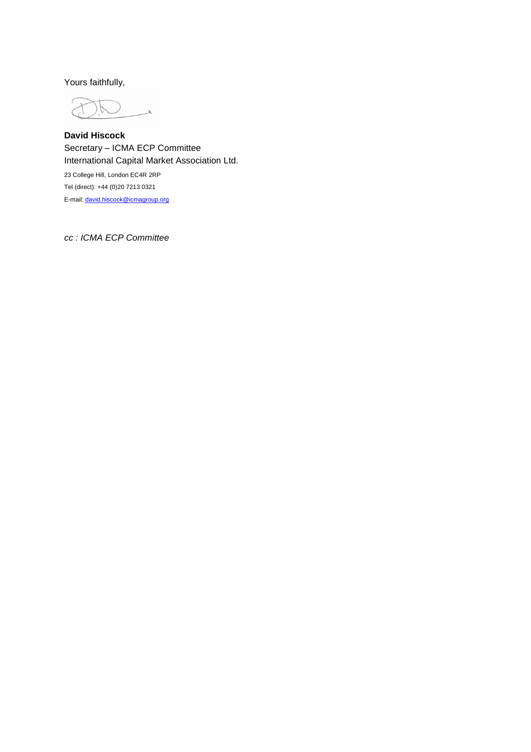Yours faithfully,

**David Hiscock**
Secretary – ICMA ECP Committee
International Capital Market Association Ltd.
23 College Hill, London EC4R 2RP
Tel (direct): +44 (0)20 7213 0321
E-mail: david.hiscock@icmagroup.org

*cc : ICMA ECP Committee*